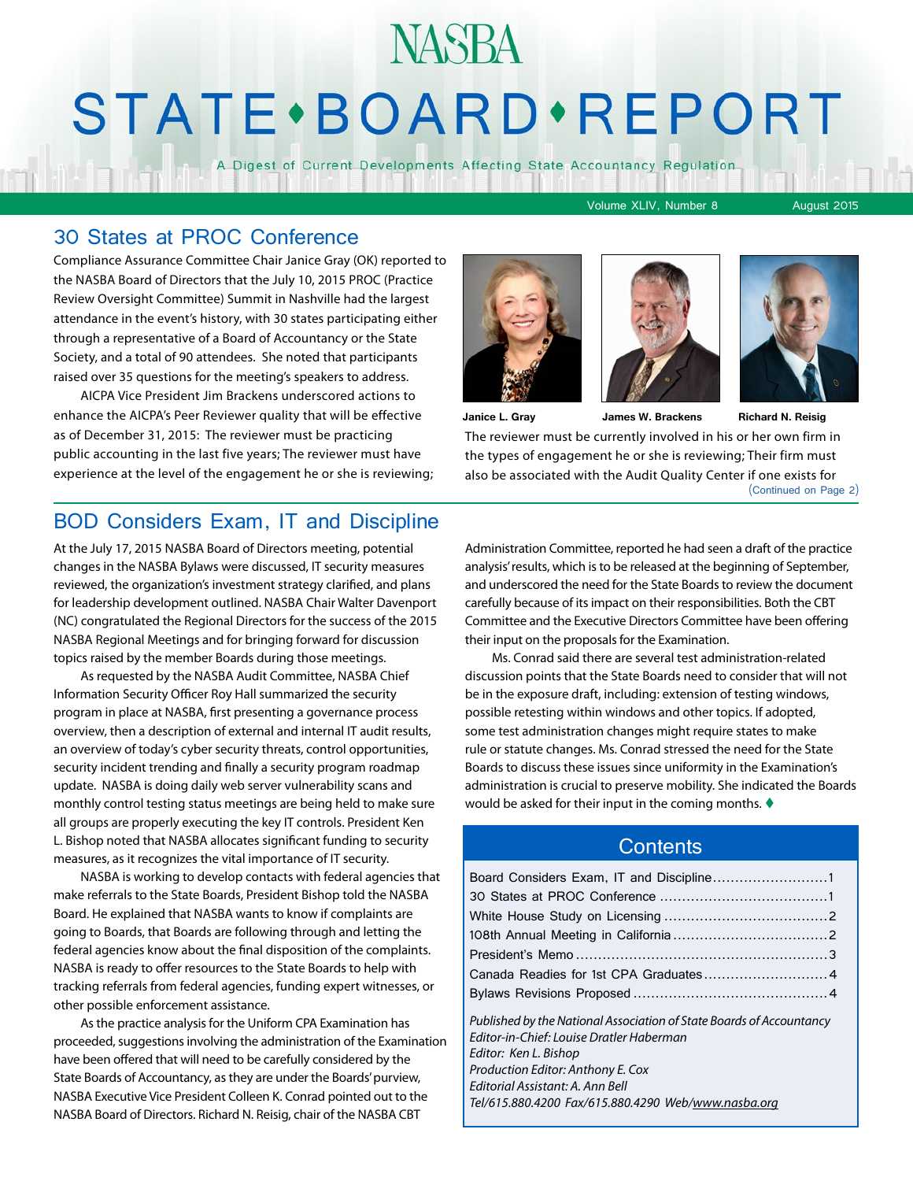# NASBA

# STATE • BOARD • REPORT

A Digest of Current Developments Affecting State Accountancy Regulation

Volume XLIV, Number 8 — August 2015

## 30 States at PROC Conference

Compliance Assurance Committee Chair Janice Gray (OK) reported to the NASBA Board of Directors that the July 10, 2015 PROC (Practice Review Oversight Committee) Summit in Nashville had the largest attendance in the event's history, with 30 states participating either through a representative of a Board of Accountancy or the State Society, and a total of 90 attendees. She noted that participants raised over 35 questions for the meeting's speakers to address.

AICPA Vice President Jim Brackens underscored actions to enhance the AICPA's Peer Reviewer quality that will be effective as of December 31, 2015: The reviewer must be practicing public accounting in the last five years; The reviewer must have experience at the level of the engagement he or she is reviewing; The reviewer must be currently involved in his or her own firm in the types of engagement he or she is reviewing; Their firm must also be associated with the Audit Quality Center if one exists for

Janice L. Gray — James W. Brackens — Richard N. Reisig

(Continued on Page 2)

## BOD Considers Exam, IT and Discipline

At the July 17, 2015 NASBA Board of Directors meeting, potential changes in the NASBA Bylaws were discussed, IT security measures reviewed, the organization's investment strategy clarified, and plans for leadership development outlined. NASBA Chair Walter Davenport (NC) congratulated the Regional Directors for the success of the 2015 NASBA Regional Meetings and for bringing forward for discussion topics raised by the member Boards during those meetings.

As requested by the NASBA Audit Committee, NASBA Chief Information Security Officer Roy Hall summarized the security program in place at NASBA, first presenting a governance process overview, then a description of external and internal IT audit results, an overview of today's cyber security threats, control opportunities, security incident trending and finally a security program roadmap update. NASBA is doing daily web server vulnerability scans and monthly control testing status meetings are being held to make sure all groups are properly executing the key IT controls. President Ken L. Bishop noted that NASBA allocates significant funding to security measures, as it recognizes the vital importance of IT security.

NASBA is working to develop contacts with federal agencies that make referrals to the State Boards, President Bishop told the NASBA Board. He explained that NASBA wants to know if complaints are going to Boards, that Boards are following through and letting the federal agencies know about the final disposition of the complaints. NASBA is ready to offer resources to the State Boards to help with tracking referrals from federal agencies, funding expert witnesses, or other possible enforcement assistance.

As the practice analysis for the Uniform CPA Examination has proceeded, suggestions involving the administration of the Examination have been offered that will need to be carefully considered by the State Boards of Accountancy, as they are under the Boards' purview, NASBA Executive Vice President Colleen K. Conrad pointed out to the NASBA Board of Directors. Richard N. Reisig, chair of the NASBA CBT Administration Committee, reported he had seen a draft of the practice analysis' results, which is to be released at the beginning of September, and underscored the need for the State Boards to review the document carefully because of its impact on their responsibilities. Both the CBT Committee and the Executive Directors Committee have been offering their input on the proposals for the Examination.

Ms. Conrad said there are several test administration-related discussion points that the State Boards need to consider that will not be in the exposure draft, including: extension of testing windows, possible retesting within windows and other topics. If adopted, some test administration changes might require states to make rule or statute changes. Ms. Conrad stressed the need for the State Boards to discuss these issues since uniformity in the Examination's administration is crucial to preserve mobility. She indicated the Boards would be asked for their input in the coming months. ♦

## Contents

| | |
|---|---|
| Board Considers Exam, IT and Discipline | 1 |
| 30 States at PROC Conference | 1 |
| White House Study on Licensing | 2 |
| 108th Annual Meeting in California | 2 |
| President's Memo | 3 |
| Canada Readies for 1st CPA Graduates | 4 |
| Bylaws Revisions Proposed | 4 |

*Published by the National Association of State Boards of Accountancy*
*Editor-in-Chief: Louise Dratler Haberman*
*Editor: Ken L. Bishop*
*Production Editor: Anthony E. Cox*
*Editorial Assistant: A. Ann Bell*
*Tel/615.880.4200 Fax/615.880.4290 Web/www.nasba.org*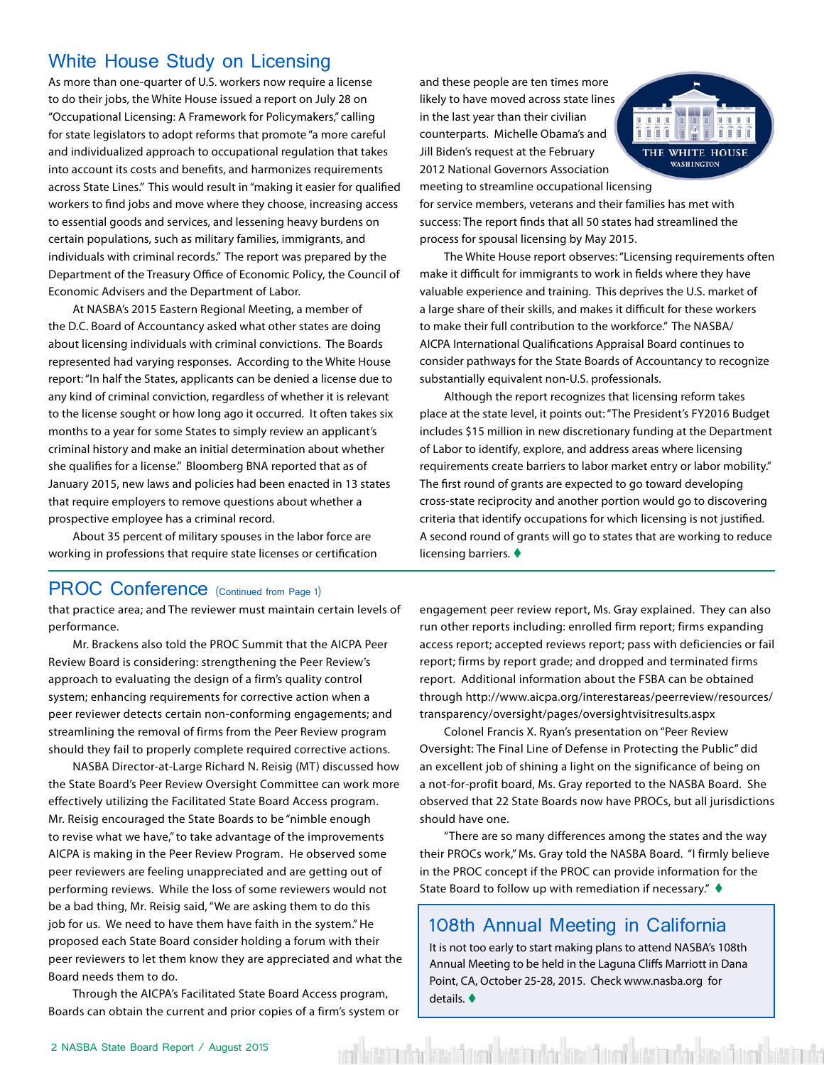## White House Study on Licensing

As more than one-quarter of U.S. workers now require a license to do their jobs, the White House issued a report on July 28 on "Occupational Licensing: A Framework for Policymakers," calling for state legislators to adopt reforms that promote "a more careful and individualized approach to occupational regulation that takes into account its costs and benefits, and harmonizes requirements across State Lines." This would result in "making it easier for qualified workers to find jobs and move where they choose, increasing access to essential goods and services, and lessening heavy burdens on certain populations, such as military families, immigrants, and individuals with criminal records." The report was prepared by the Department of the Treasury Office of Economic Policy, the Council of Economic Advisers and the Department of Labor.

At NASBA's 2015 Eastern Regional Meeting, a member of the D.C. Board of Accountancy asked what other states are doing about licensing individuals with criminal convictions. The Boards represented had varying responses. According to the White House report: "In half the States, applicants can be denied a license due to any kind of criminal conviction, regardless of whether it is relevant to the license sought or how long ago it occurred. It often takes six months to a year for some States to simply review an applicant's criminal history and make an initial determination about whether she qualifies for a license." Bloomberg BNA reported that as of January 2015, new laws and policies had been enacted in 13 states that require employers to remove questions about whether a prospective employee has a criminal record.

About 35 percent of military spouses in the labor force are working in professions that require state licenses or certification and these people are ten times more likely to have moved across state lines in the last year than their civilian counterparts. Michelle Obama's and Jill Biden's request at the February 2012 National Governors Association meeting to streamline occupational licensing for service members, veterans and their families has met with success: The report finds that all 50 states had streamlined the process for spousal licensing by May 2015.

The White House report observes: "Licensing requirements often make it difficult for immigrants to work in fields where they have valuable experience and training. This deprives the U.S. market of a large share of their skills, and makes it difficult for these workers to make their full contribution to the workforce." The NASBA/AICPA International Qualifications Appraisal Board continues to consider pathways for the State Boards of Accountancy to recognize substantially equivalent non-U.S. professionals.

Although the report recognizes that licensing reform takes place at the state level, it points out: "The President's FY2016 Budget includes $15 million in new discretionary funding at the Department of Labor to identify, explore, and address areas where licensing requirements create barriers to labor market entry or labor mobility." The first round of grants are expected to go toward developing cross-state reciprocity and another portion would go to discovering criteria that identify occupations for which licensing is not justified. A second round of grants will go to states that are working to reduce licensing barriers. ♦

## PROC Conference (Continued from Page 1)

that practice area; and The reviewer must maintain certain levels of performance.

Mr. Brackens also told the PROC Summit that the AICPA Peer Review Board is considering: strengthening the Peer Review's approach to evaluating the design of a firm's quality control system; enhancing requirements for corrective action when a peer reviewer detects certain non-conforming engagements; and streamlining the removal of firms from the Peer Review program should they fail to properly complete required corrective actions.

NASBA Director-at-Large Richard N. Reisig (MT) discussed how the State Board's Peer Review Oversight Committee can work more effectively utilizing the Facilitated State Board Access program. Mr. Reisig encouraged the State Boards to be "nimble enough to revise what we have," to take advantage of the improvements AICPA is making in the Peer Review Program. He observed some peer reviewers are feeling unappreciated and are getting out of performing reviews. While the loss of some reviewers would not be a bad thing, Mr. Reisig said, "We are asking them to do this job for us. We need to have them have faith in the system." He proposed each State Board consider holding a forum with their peer reviewers to let them know they are appreciated and what the Board needs them to do.

Through the AICPA's Facilitated State Board Access program, Boards can obtain the current and prior copies of a firm's system or engagement peer review report, Ms. Gray explained. They can also run other reports including: enrolled firm report; firms expanding access report; accepted reviews report; pass with deficiencies or fail report; firms by report grade; and dropped and terminated firms report. Additional information about the FSBA can be obtained through http://www.aicpa.org/interestareas/peerreview/resources/transparency/oversight/pages/oversightvisitresults.aspx

Colonel Francis X. Ryan's presentation on "Peer Review Oversight: The Final Line of Defense in Protecting the Public" did an excellent job of shining a light on the significance of being on a not-for-profit board, Ms. Gray reported to the NASBA Board. She observed that 22 State Boards now have PROCs, but all jurisdictions should have one.

"There are so many differences among the states and the way their PROCs work," Ms. Gray told the NASBA Board. "I firmly believe in the PROC concept if the PROC can provide information for the State Board to follow up with remediation if necessary." ♦

## 108th Annual Meeting in California

It is not too early to start making plans to attend NASBA's 108th Annual Meeting to be held in the Laguna Cliffs Marriott in Dana Point, CA, October 25-28, 2015. Check www.nasba.org for details. ♦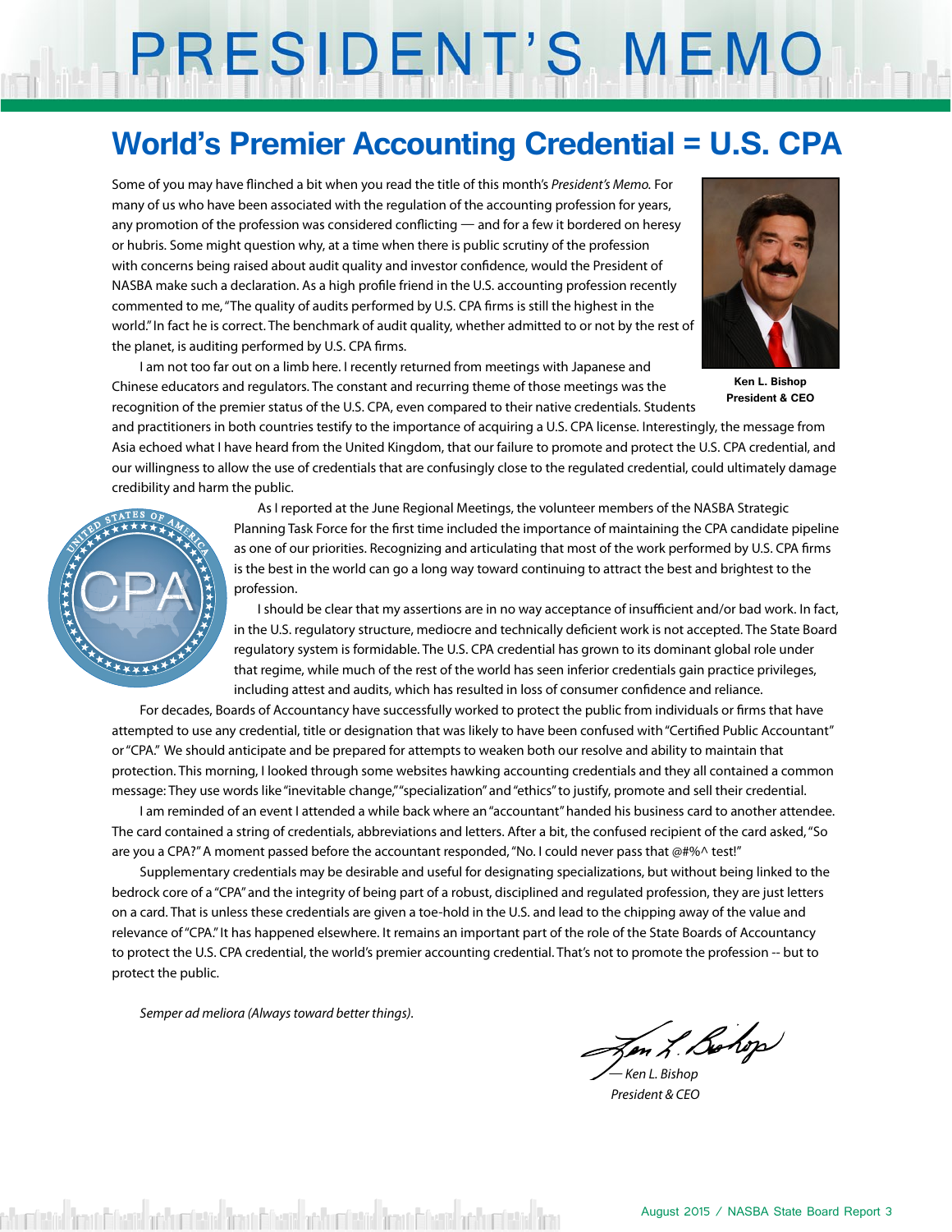# PRESIDENT'S MEMO

## World's Premier Accounting Credential = U.S. CPA

Some of you may have flinched a bit when you read the title of this month's *President's Memo.* For many of us who have been associated with the regulation of the accounting profession for years, any promotion of the profession was considered conflicting — and for a few it bordered on heresy or hubris. Some might question why, at a time when there is public scrutiny of the profession with concerns being raised about audit quality and investor confidence, would the President of NASBA make such a declaration. As a high profile friend in the U.S. accounting profession recently commented to me, "The quality of audits performed by U.S. CPA firms is still the highest in the world." In fact he is correct. The benchmark of audit quality, whether admitted to or not by the rest of the planet, is auditing performed by U.S. CPA firms.

Ken L. Bishop
President & CEO

I am not too far out on a limb here. I recently returned from meetings with Japanese and Chinese educators and regulators. The constant and recurring theme of those meetings was the recognition of the premier status of the U.S. CPA, even compared to their native credentials. Students and practitioners in both countries testify to the importance of acquiring a U.S. CPA license. Interestingly, the message from Asia echoed what I have heard from the United Kingdom, that our failure to promote and protect the U.S. CPA credential, and our willingness to allow the use of credentials that are confusingly close to the regulated credential, could ultimately damage credibility and harm the public.

As I reported at the June Regional Meetings, the volunteer members of the NASBA Strategic Planning Task Force for the first time included the importance of maintaining the CPA candidate pipeline as one of our priorities. Recognizing and articulating that most of the work performed by U.S. CPA firms is the best in the world can go a long way toward continuing to attract the best and brightest to the profession.

I should be clear that my assertions are in no way acceptance of insufficient and/or bad work. In fact, in the U.S. regulatory structure, mediocre and technically deficient work is not accepted. The State Board regulatory system is formidable. The U.S. CPA credential has grown to its dominant global role under that regime, while much of the rest of the world has seen inferior credentials gain practice privileges, including attest and audits, which has resulted in loss of consumer confidence and reliance.

For decades, Boards of Accountancy have successfully worked to protect the public from individuals or firms that have attempted to use any credential, title or designation that was likely to have been confused with "Certified Public Accountant" or "CPA." We should anticipate and be prepared for attempts to weaken both our resolve and ability to maintain that protection. This morning, I looked through some websites hawking accounting credentials and they all contained a common message: They use words like "inevitable change," "specialization" and "ethics" to justify, promote and sell their credential.

I am reminded of an event I attended a while back where an "accountant" handed his business card to another attendee. The card contained a string of credentials, abbreviations and letters. After a bit, the confused recipient of the card asked, "So are you a CPA?" A moment passed before the accountant responded, "No. I could never pass that @#%^ test!"

Supplementary credentials may be desirable and useful for designating specializations, but without being linked to the bedrock core of a "CPA" and the integrity of being part of a robust, disciplined and regulated profession, they are just letters on a card. That is unless these credentials are given a toe-hold in the U.S. and lead to the chipping away of the value and relevance of "CPA." It has happened elsewhere. It remains an important part of the role of the State Boards of Accountancy to protect the U.S. CPA credential, the world's premier accounting credential. That's not to promote the profession -- but to protect the public.

*Semper ad meliora (Always toward better things).*

*— Ken L. Bishop*
*President & CEO*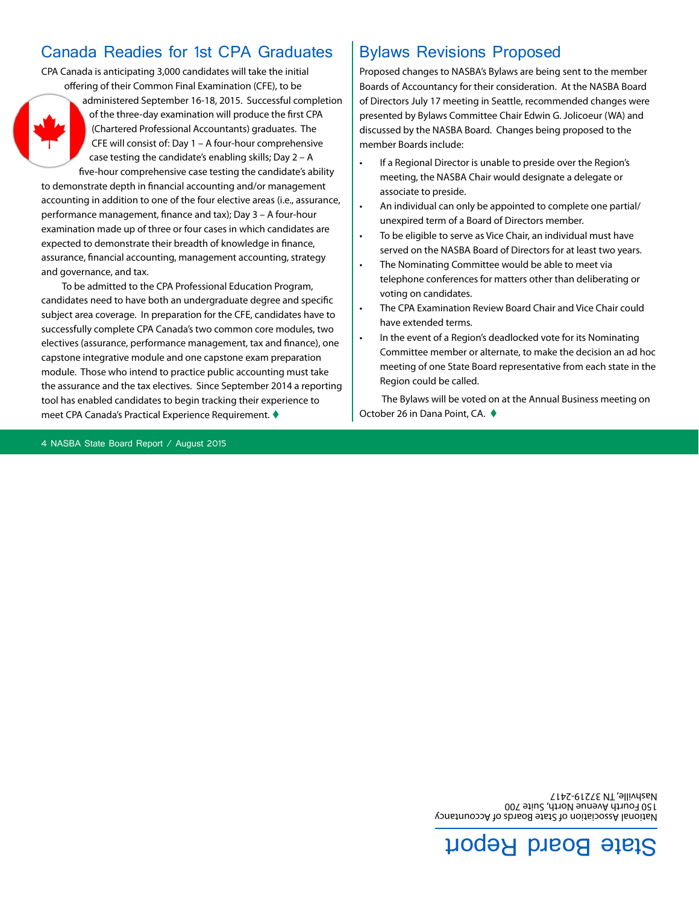## Canada Readies for 1st CPA Graduates

CPA Canada is anticipating 3,000 candidates will take the initial offering of their Common Final Examination (CFE), to be administered September 16-18, 2015. Successful completion of the three-day examination will produce the first CPA (Chartered Professional Accountants) graduates. The CFE will consist of: Day 1 – A four-hour comprehensive case testing the candidate's enabling skills; Day 2 – A five-hour comprehensive case testing the candidate's ability to demonstrate depth in financial accounting and/or management accounting in addition to one of the four elective areas (i.e., assurance, performance management, finance and tax); Day 3 – A four-hour examination made up of three or four cases in which candidates are expected to demonstrate their breadth of knowledge in finance, assurance, financial accounting, management accounting, strategy and governance, and tax.

To be admitted to the CPA Professional Education Program, candidates need to have both an undergraduate degree and specific subject area coverage. In preparation for the CFE, candidates have to successfully complete CPA Canada's two common core modules, two electives (assurance, performance management, tax and finance), one capstone integrative module and one capstone exam preparation module. Those who intend to practice public accounting must take the assurance and the tax electives. Since September 2014 a reporting tool has enabled candidates to begin tracking their experience to meet CPA Canada's Practical Experience Requirement. ♦

## Bylaws Revisions Proposed

Proposed changes to NASBA's Bylaws are being sent to the member Boards of Accountancy for their consideration. At the NASBA Board of Directors July 17 meeting in Seattle, recommended changes were presented by Bylaws Committee Chair Edwin G. Jolicoeur (WA) and discussed by the NASBA Board. Changes being proposed to the member Boards include:

- If a Regional Director is unable to preside over the Region's meeting, the NASBA Chair would designate a delegate or associate to preside.
- An individual can only be appointed to complete one partial/ unexpired term of a Board of Directors member.
- To be eligible to serve as Vice Chair, an individual must have served on the NASBA Board of Directors for at least two years.
- The Nominating Committee would be able to meet via telephone conferences for matters other than deliberating or voting on candidates.
- The CPA Examination Review Board Chair and Vice Chair could have extended terms.
- In the event of a Region's deadlocked vote for its Nominating Committee member or alternate, to make the decision an ad hoc meeting of one State Board representative from each state in the Region could be called.

The Bylaws will be voted on at the Annual Business meeting on October 26 in Dana Point, CA. ♦

State Board Report

National Association of State Boards of Accountancy
150 Fourth Avenue North, Suite 700
Nashville, TN 37219-2417